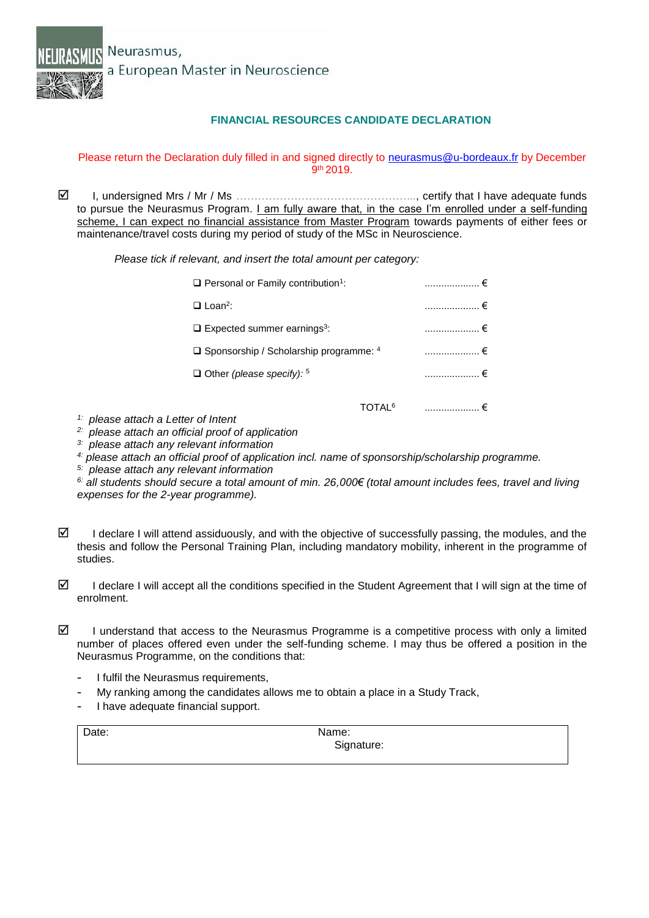Neurasmus,
a European Master in Neuroscience

## FINANCIAL RESOURCES CANDIDATE DECLARATION

Please return the Declaration duly filled in and signed directly to neurasmus@u-bordeaux.fr by December 9th 2019.

☑ I, undersigned Mrs / Mr / Ms ……………………………………………., certify that I have adequate funds to pursue the Neurasmus Program. I am fully aware that, in the case I'm enrolled under a self-funding scheme, I can expect no financial assistance from Master Program towards payments of either fees or maintenance/travel costs during my period of study of the MSc in Neuroscience.

*Please tick if relevant, and insert the total amount per category:*

| | |
|---|---|
| ❑ Personal or Family contribution[1]: | .................... € |
| ❑ Loan[2]: | .................... € |
| ❑ Expected summer earnings[3]: | .................... € |
| ❑ Sponsorship / Scholarship programme: [4] | .................... € |
| ❑ Other *(please specify)*: [5] | .................... € |
| TOTAL[6] | .................... € |

*[1] please attach a Letter of Intent*
*[2] please attach an official proof of application*
*[3] please attach any relevant information*
*[4] please attach an official proof of application incl. name of sponsorship/scholarship programme.*
*[5] please attach any relevant information*
*[6] all students should secure a total amount of min. 26,000€ (total amount includes fees, travel and living expenses for the 2-year programme).*

☑ I declare I will attend assiduously, and with the objective of successfully passing, the modules, and the thesis and follow the Personal Training Plan, including mandatory mobility, inherent in the programme of studies.

☑ I declare I will accept all the conditions specified in the Student Agreement that I will sign at the time of enrolment.

☑ I understand that access to the Neurasmus Programme is a competitive process with only a limited number of places offered even under the self-funding scheme. I may thus be offered a position in the Neurasmus Programme, on the conditions that:

- I fulfil the Neurasmus requirements,
- My ranking among the candidates allows me to obtain a place in a Study Track,
- I have adequate financial support.

| Date: | Name: Signature: |
|---|---|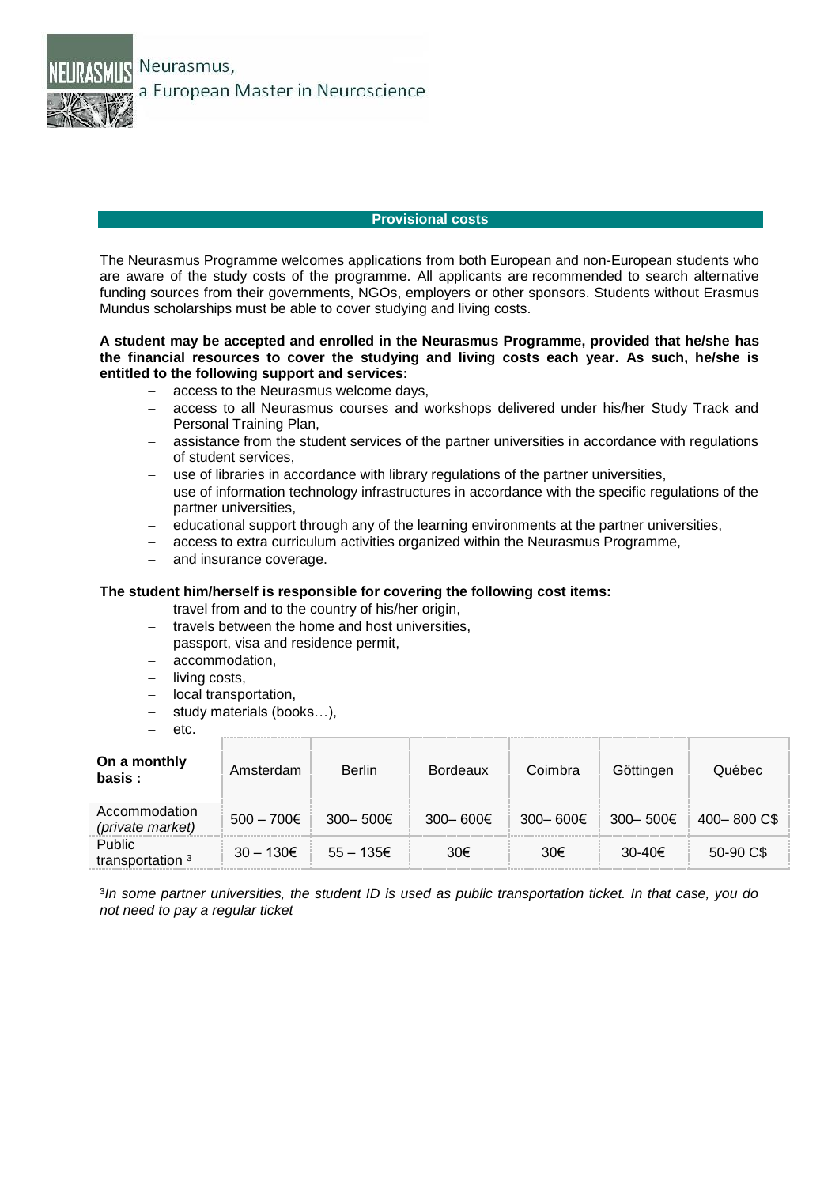Neurasmus,
a European Master in Neuroscience

## Provisional costs

The Neurasmus Programme welcomes applications from both European and non-European students who are aware of the study costs of the programme. All applicants are recommended to search alternative funding sources from their governments, NGOs, employers or other sponsors. Students without Erasmus Mundus scholarships must be able to cover studying and living costs.

**A student may be accepted and enrolled in the Neurasmus Programme, provided that he/she has the financial resources to cover the studying and living costs each year. As such, he/she is entitled to the following support and services:**

- access to the Neurasmus welcome days,
- access to all Neurasmus courses and workshops delivered under his/her Study Track and Personal Training Plan,
- assistance from the student services of the partner universities in accordance with regulations of student services,
- use of libraries in accordance with library regulations of the partner universities,
- use of information technology infrastructures in accordance with the specific regulations of the partner universities,
- educational support through any of the learning environments at the partner universities,
- access to extra curriculum activities organized within the Neurasmus Programme,
- and insurance coverage.

**The student him/herself is responsible for covering the following cost items:**

- travel from and to the country of his/her origin,
- travels between the home and host universities,
- passport, visa and residence permit,
- accommodation,
- living costs,
- local transportation,
- study materials (books…),
- etc.

| **On a monthly basis :** | Amsterdam | Berlin | Bordeaux | Coimbra | Göttingen | Québec |
|---|---|---|---|---|---|---|
| Accommodation *(private market)* | 500 – 700€ | 300– 500€ | 300– 600€ | 300– 600€ | 300– 500€ | 400– 800 C$ |
| Public transportation [3] | 30 – 130€ | 55 – 135€ | 30€ | 30€ | 30-40€ | 50-90 C$ |

[3]*In some partner universities, the student ID is used as public transportation ticket. In that case, you do not need to pay a regular ticket*